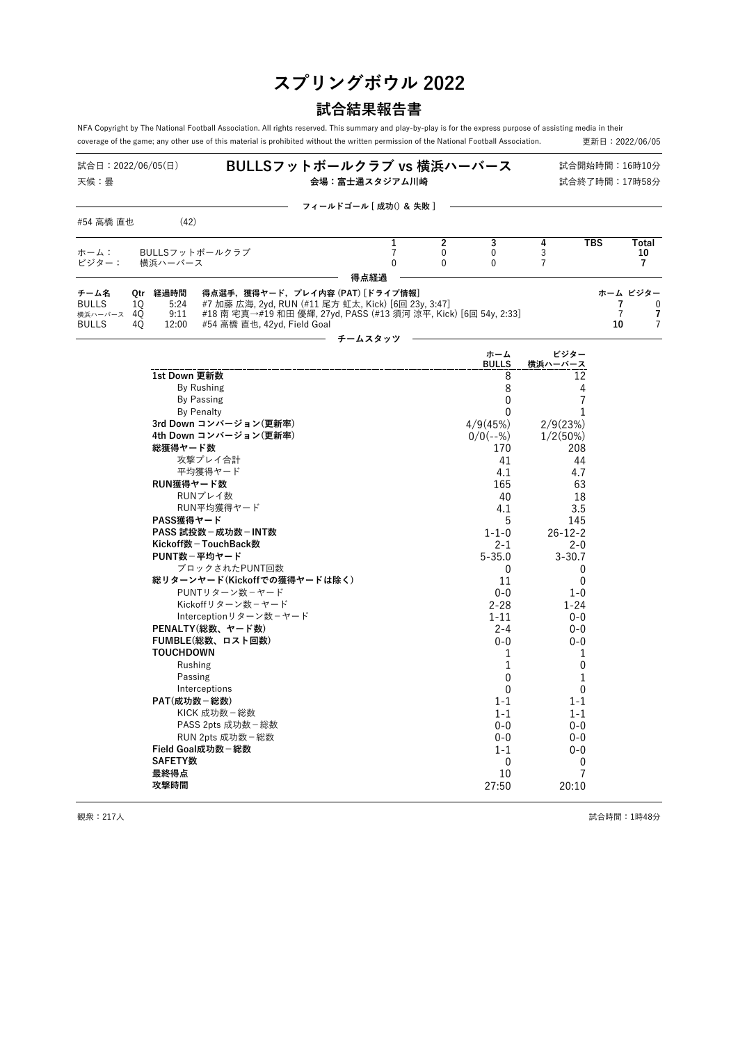# スプリングボウル 2022

## 試合結果報告書

NFA Copyright by The National Football Association. All rights reserved. This summary and play-by-play is for the express purpose of assisting media in their coverage of the game; any other use of this material is prohibited without the written permission of the National Football Association.

更新日：2022/06/05

試合日：2022/06/05(日)
天候：曇

**BULLSフットボールクラブ vs 横浜ハーバース**
**会場：富士通スタジアム川崎**

試合開始時間：16時10分
試合終了時間：17時58分

**フィールドゴール [ 成功() & 失敗 ]**

#54 高橋 直也　(42)

| | | 1 | 2 | 3 | 4 | TBS | Total |
|---|---|---|---|---|---|---|---|
| ホーム： | BULLSフットボールクラブ | 7 | 0 | 0 | 3 | | 10 |
| ビジター： | 横浜ハーバース | 0 | 0 | 0 | 7 | | 7 |

**得点経過**

| チーム名 | Qtr | 経過時間 | 得点選手，獲得ヤード，プレイ内容 (PAT) [ドライブ情報] | ホーム | ビジター |
|---|---|---|---|---|---|
| BULLS | 1Q | 5:24 | #7 加藤 広海, 2yd, RUN (#11 尾方 虹太, Kick) [6回 23y, 3:47] | 7 | 0 |
| 横浜ハーバース | 4Q | 9:11 | #18 南 宅真→#19 和田 優輝, 27yd, PASS (#13 須河 涼平, Kick) [6回 54y, 2:33] | 7 | 7 |
| BULLS | 4Q | 12:00 | #54 高橋 直也, 42yd, Field Goal | 10 | 7 |

**チームスタッツ**

| | ホーム BULLS | ビジター 横浜ハーバース |
|---|---|---|
| **1st Down 更新数** | 8 | 12 |
| By Rushing | 8 | 4 |
| By Passing | 0 | 7 |
| By Penalty | 0 | 1 |
| **3rd Down コンバージョン(更新率)** | 4/9(45%) | 2/9(23%) |
| **4th Down コンバージョン(更新率)** | 0/0(--%) | 1/2(50%) |
| **総獲得ヤード数** | 170 | 208 |
| 攻撃プレイ合計 | 41 | 44 |
| 平均獲得ヤード | 4.1 | 4.7 |
| **RUN獲得ヤード数** | 165 | 63 |
| RUNプレイ数 | 40 | 18 |
| RUN平均獲得ヤード | 4.1 | 3.5 |
| **PASS獲得ヤード** | 5 | 145 |
| **PASS 試投数－成功数－INT数** | 1-1-0 | 26-12-2 |
| **Kickoff数－TouchBack数** | 2-1 | 2-0 |
| **PUNT数－平均ヤード** | 5-35.0 | 3-30.7 |
| ブロックされたPUNT回数 | 0 | 0 |
| **総リターンヤード(Kickoffでの獲得ヤードは除く)** | 11 | 0 |
| PUNTリターン数－ヤード | 0-0 | 1-0 |
| Kickoffリターン数－ヤード | 2-28 | 1-24 |
| Interceptionリターン数－ヤード | 1-11 | 0-0 |
| **PENALTY(総数、ヤード数)** | 2-4 | 0-0 |
| **FUMBLE(総数、ロスト回数)** | 0-0 | 0-0 |
| **TOUCHDOWN** | 1 | 1 |
| Rushing | 1 | 0 |
| Passing | 0 | 1 |
| Interceptions | 0 | 0 |
| **PAT(成功数－総数)** | 1-1 | 1-1 |
| KICK 成功数－総数 | 1-1 | 1-1 |
| PASS 2pts 成功数－総数 | 0-0 | 0-0 |
| RUN 2pts 成功数－総数 | 0-0 | 0-0 |
| **Field Goal成功数－総数** | 1-1 | 0-0 |
| **SAFETY数** | 0 | 0 |
| **最終得点** | 10 | 7 |
| **攻撃時間** | 27:50 | 20:10 |

観衆：217人

試合時間：1時48分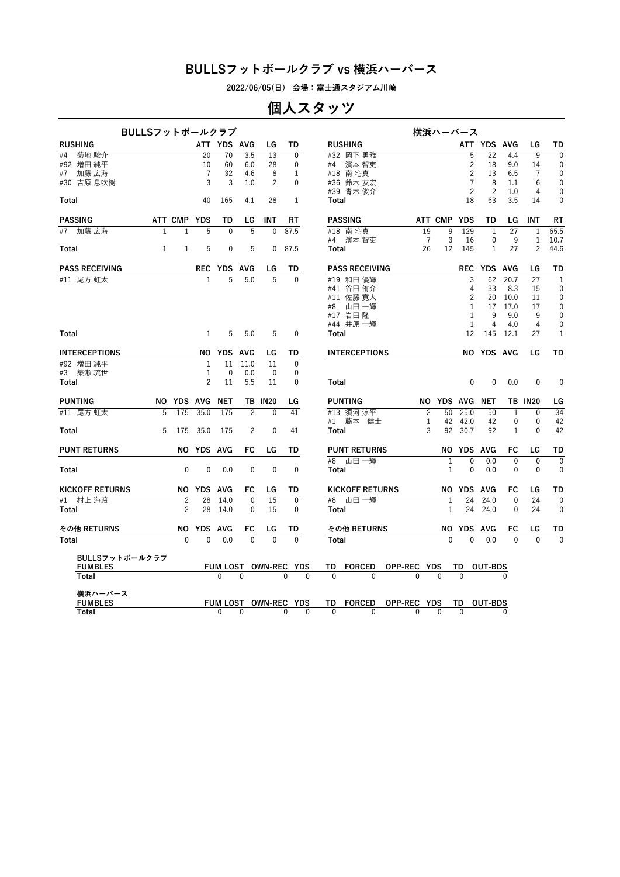# BULLSフットボールクラブ vs 横浜ハーバース

2022/06/05(日) 会場：富士通スタジアム川崎

## 個人スタッツ

### BULLSフットボールクラブ

| RUSHING | ATT | YDS | AVG | LG | TD |
|---|---|---|---|---|---|
| #4 菊地 駿介 | 20 | 70 | 3.5 | 13 | 0 |
| #92 増田 純平 | 10 | 60 | 6.0 | 28 | 0 |
| #7 加藤 広海 | 7 | 32 | 4.6 | 8 | 1 |
| #30 吉原 息吹樹 | 3 | 3 | 1.0 | 2 | 0 |
| Total | 40 | 165 | 4.1 | 28 | 1 |

| PASSING | ATT | CMP | YDS | TD | LG | INT | RT |
|---|---|---|---|---|---|---|---|
| #7 加藤 広海 | 1 | 1 | 5 | 0 | 5 | 0 | 87.5 |
| Total | 1 | 1 | 5 | 0 | 5 | 0 | 87.5 |

| PASS RECEIVING | REC | YDS | AVG | LG | TD |
|---|---|---|---|---|---|
| #11 尾方 虹太 | 1 | 5 | 5.0 | 5 | 0 |
| Total | 1 | 5 | 5.0 | 5 | 0 |

| INTERCEPTIONS | NO | YDS | AVG | LG | TD |
|---|---|---|---|---|---|
| #92 増田 純平 | 1 | 11 | 11.0 | 11 | 0 |
| #3 築瀬 琉世 | 1 | 0 | 0.0 | 0 | 0 |
| Total | 2 | 11 | 5.5 | 11 | 0 |

| PUNTING | NO | YDS | AVG | NET | TB | IN20 | LG |
|---|---|---|---|---|---|---|---|
| #11 尾方 虹太 | 5 | 175 | 35.0 | 175 | 2 | 0 | 41 |
| Total | 5 | 175 | 35.0 | 175 | 2 | 0 | 41 |

| PUNT RETURNS | NO | YDS | AVG | FC | LG | TD |
|---|---|---|---|---|---|---|
| Total | 0 | 0 | 0.0 | 0 | 0 | 0 |

| KICKOFF RETURNS | NO | YDS | AVG | FC | LG | TD |
|---|---|---|---|---|---|---|
| #1 村上 海渡 | 2 | 28 | 14.0 | 0 | 15 | 0 |
| Total | 2 | 28 | 14.0 | 0 | 15 | 0 |

| その他 RETURNS | NO | YDS | AVG | FC | LG | TD |
|---|---|---|---|---|---|---|
| Total | 0 | 0 | 0.0 | 0 | 0 | 0 |

### 横浜ハーバース

| RUSHING | ATT | YDS | AVG | LG | TD |
|---|---|---|---|---|---|
| #32 岡下 勇雅 | 5 | 22 | 4.4 | 9 | 0 |
| #4 濱本 智吏 | 2 | 18 | 9.0 | 14 | 0 |
| #18 南 宅真 | 2 | 13 | 6.5 | 7 | 0 |
| #36 鈴木 友宏 | 7 | 8 | 1.1 | 6 | 0 |
| #39 青木 俊介 | 2 | 2 | 1.0 | 4 | 0 |
| Total | 18 | 63 | 3.5 | 14 | 0 |

| PASSING | ATT | CMP | YDS | TD | LG | INT | RT |
|---|---|---|---|---|---|---|---|
| #18 南 宅真 | 19 | 9 | 129 | 1 | 27 | 1 | 65.5 |
| #4 濱本 智吏 | 7 | 3 | 16 | 0 | 9 | 1 | 10.7 |
| Total | 26 | 12 | 145 | 1 | 27 | 2 | 44.6 |

| PASS RECEIVING | REC | YDS | AVG | LG | TD |
|---|---|---|---|---|---|
| #19 和田 優輝 | 3 | 62 | 20.7 | 27 | 1 |
| #41 谷田 侑介 | 4 | 33 | 8.3 | 15 | 0 |
| #11 佐藤 寛人 | 2 | 20 | 10.0 | 11 | 0 |
| #8 山田 一輝 | 1 | 17 | 17.0 | 17 | 0 |
| #17 岩田 隆 | 1 | 9 | 9.0 | 9 | 0 |
| #44 井原 一輝 | 1 | 4 | 4.0 | 4 | 0 |
| Total | 12 | 145 | 12.1 | 27 | 1 |

| INTERCEPTIONS | NO | YDS | AVG | LG | TD |
|---|---|---|---|---|---|
| Total | 0 | 0 | 0.0 | 0 | 0 |

| PUNTING | NO | YDS | AVG | NET | TB | IN20 | LG |
|---|---|---|---|---|---|---|---|
| #13 須河 涼平 | 2 | 50 | 25.0 | 50 | 1 | 0 | 34 |
| #1 藤本 健士 | 1 | 42 | 42.0 | 42 | 0 | 0 | 42 |
| Total | 3 | 92 | 30.7 | 92 | 1 | 0 | 42 |

| PUNT RETURNS | NO | YDS | AVG | FC | LG | TD |
|---|---|---|---|---|---|---|
| #8 山田 一輝 | 1 | 0 | 0.0 | 0 | 0 | 0 |
| Total | 1 | 0 | 0.0 | 0 | 0 | 0 |

| KICKOFF RETURNS | NO | YDS | AVG | FC | LG | TD |
|---|---|---|---|---|---|---|
| #8 山田 一輝 | 1 | 24 | 24.0 | 0 | 24 | 0 |
| Total | 1 | 24 | 24.0 | 0 | 24 | 0 |

| その他 RETURNS | NO | YDS | AVG | FC | LG | TD |
|---|---|---|---|---|---|---|
| Total | 0 | 0 | 0.0 | 0 | 0 | 0 |

### FUMBLES

BULLSフットボールクラブ

| FUMBLES | FUM | LOST | OWN-REC | YDS | TD | FORCED | OPP-REC | YDS | TD | OUT-BDS |
|---|---|---|---|---|---|---|---|---|---|---|
| Total | 0 | 0 | 0 | 0 | 0 | 0 | 0 | 0 | 0 | 0 |

横浜ハーバース

| FUMBLES | FUM | LOST | OWN-REC | YDS | TD | FORCED | OPP-REC | YDS | TD | OUT-BDS |
|---|---|---|---|---|---|---|---|---|---|---|
| Total | 0 | 0 | 0 | 0 | 0 | 0 | 0 | 0 | 0 | 0 |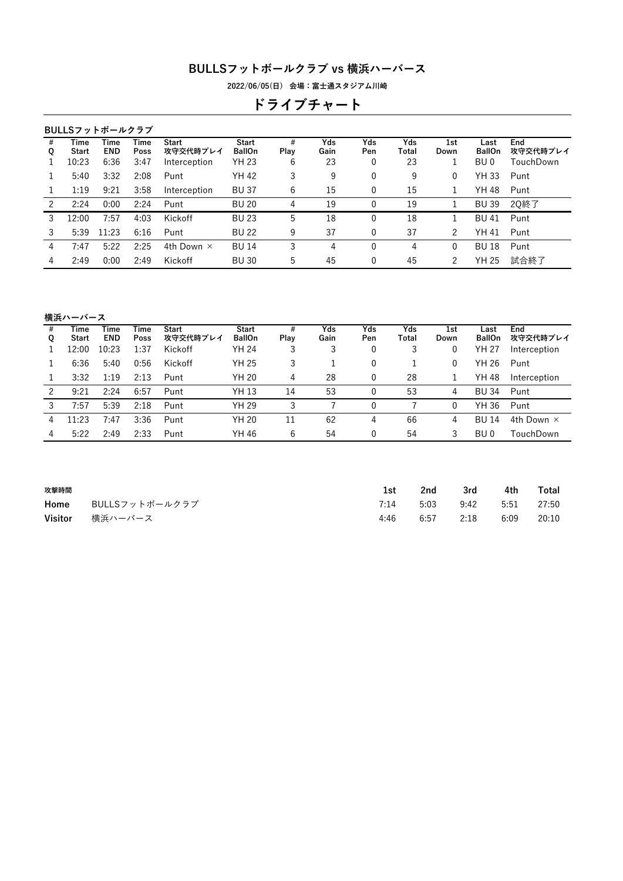# BULLSフットボールクラブ vs 横浜ハーバース

2022/06/05(日)　会場：富士通スタジアム川崎

## ドライブチャート

### BULLSフットボールクラブ

| # Q | Time Start | Time END | Time Poss | Start 攻守交代時プレイ | Start BallOn | # Play | Yds Gain | Yds Pen | Yds Total | 1st Down | Last BallOn | End 攻守交代時プレイ |
|---|---|---|---|---|---|---|---|---|---|---|---|---|
| 1 | 10:23 | 6:36 | 3:47 | Interception | YH 23 | 6 | 23 | 0 | 23 | 1 | BU 0 | TouchDown |
| 1 | 5:40 | 3:32 | 2:08 | Punt | YH 42 | 3 | 9 | 0 | 9 | 0 | YH 33 | Punt |
| 1 | 1:19 | 9:21 | 3:58 | Interception | BU 37 | 6 | 15 | 0 | 15 | 1 | YH 48 | Punt |
| 2 | 2:24 | 0:00 | 2:24 | Punt | BU 20 | 4 | 19 | 0 | 19 | 1 | BU 39 | 2Q終了 |
| 3 | 12:00 | 7:57 | 4:03 | Kickoff | BU 23 | 5 | 18 | 0 | 18 | 1 | BU 41 | Punt |
| 3 | 5:39 | 11:23 | 6:16 | Punt | BU 22 | 9 | 37 | 0 | 37 | 2 | YH 41 | Punt |
| 4 | 7:47 | 5:22 | 2:25 | 4th Down × | BU 14 | 3 | 4 | 0 | 4 | 0 | BU 18 | Punt |
| 4 | 2:49 | 0:00 | 2:49 | Kickoff | BU 30 | 5 | 45 | 0 | 45 | 2 | YH 25 | 試合終了 |

### 横浜ハーバース

| # Q | Time Start | Time END | Time Poss | Start 攻守交代時プレイ | Start BallOn | # Play | Yds Gain | Yds Pen | Yds Total | 1st Down | Last BallOn | End 攻守交代時プレイ |
|---|---|---|---|---|---|---|---|---|---|---|---|---|
| 1 | 12:00 | 10:23 | 1:37 | Kickoff | YH 24 | 3 | 3 | 0 | 3 | 0 | YH 27 | Interception |
| 1 | 6:36 | 5:40 | 0:56 | Kickoff | YH 25 | 3 | 1 | 0 | 1 | 0 | YH 26 | Punt |
| 1 | 3:32 | 1:19 | 2:13 | Punt | YH 20 | 4 | 28 | 0 | 28 | 1 | YH 48 | Interception |
| 2 | 9:21 | 2:24 | 6:57 | Punt | YH 13 | 14 | 53 | 0 | 53 | 4 | BU 34 | Punt |
| 3 | 7:57 | 5:39 | 2:18 | Punt | YH 29 | 3 | 7 | 0 | 7 | 0 | YH 36 | Punt |
| 4 | 11:23 | 7:47 | 3:36 | Punt | YH 20 | 11 | 62 | 4 | 66 | 4 | BU 14 | 4th Down × |
| 4 | 5:22 | 2:49 | 2:33 | Punt | YH 46 | 6 | 54 | 0 | 54 | 3 | BU 0 | TouchDown |

### 攻撃時間

| | | 1st | 2nd | 3rd | 4th | Total |
|---|---|---|---|---|---|---|
| **Home** | BULLSフットボールクラブ | 7:14 | 5:03 | 9:42 | 5:51 | 27:50 |
| **Visitor** | 横浜ハーバース | 4:46 | 6:57 | 2:18 | 6:09 | 20:10 |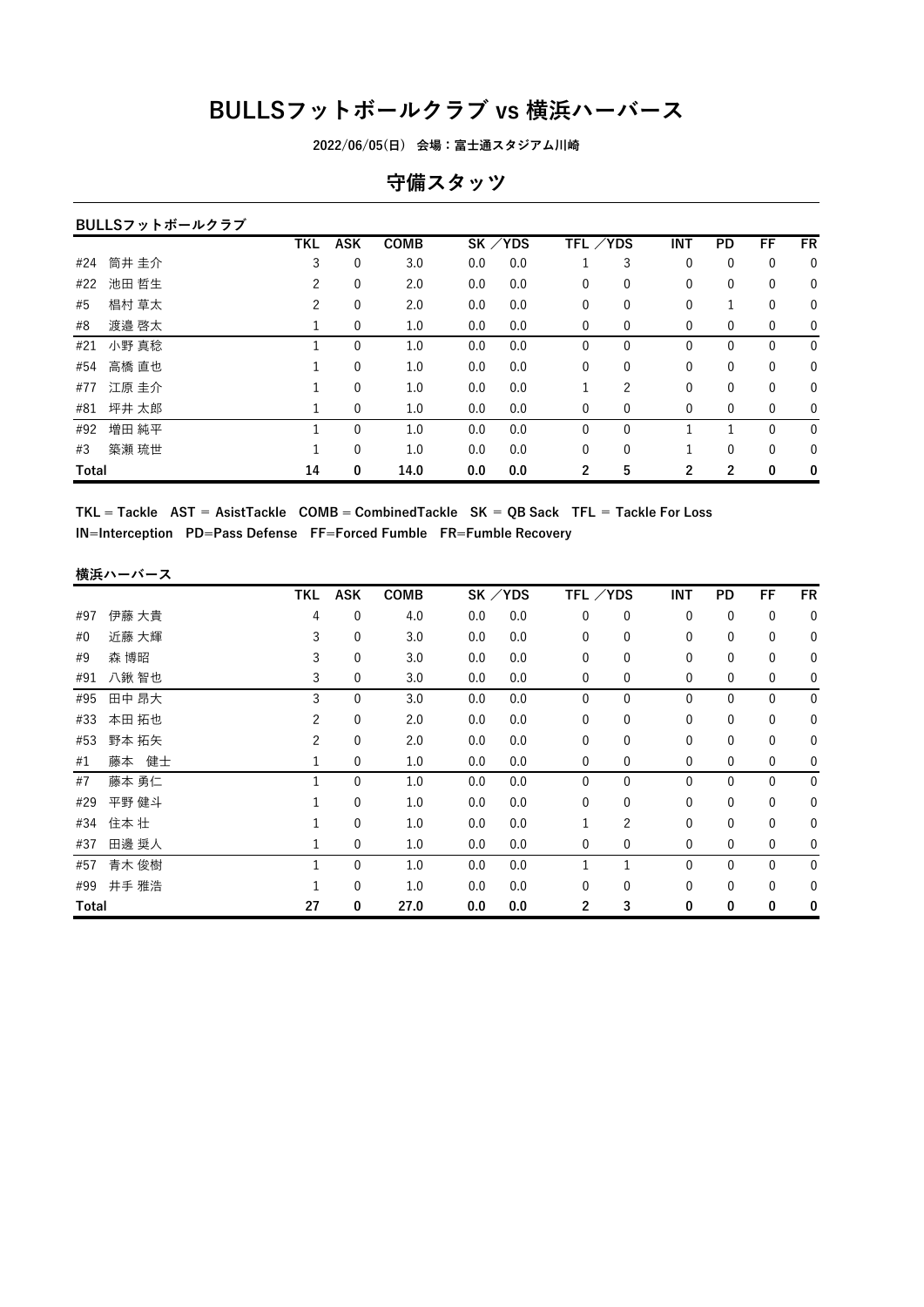# BULLSフットボールクラブ vs 横浜ハーバース

2022/06/05(日) 会場：富士通スタジアム川崎

## 守備スタッツ

### BULLSフットボールクラブ

| | TKL | ASK | COMB | SK | ／YDS | TFL | ／YDS | INT | PD | FF | FR |
|---|---|---|---|---|---|---|---|---|---|---|---|
| #24 筒井 圭介 | 3 | 0 | 3.0 | 0.0 | 0.0 | 1 | 3 | 0 | 0 | 0 | 0 |
| #22 池田 哲生 | 2 | 0 | 2.0 | 0.0 | 0.0 | 0 | 0 | 0 | 0 | 0 | 0 |
| #5 椙村 草太 | 2 | 0 | 2.0 | 0.0 | 0.0 | 0 | 0 | 0 | 1 | 0 | 0 |
| #8 渡邉 啓太 | 1 | 0 | 1.0 | 0.0 | 0.0 | 0 | 0 | 0 | 0 | 0 | 0 |
| #21 小野 真稔 | 1 | 0 | 1.0 | 0.0 | 0.0 | 0 | 0 | 0 | 0 | 0 | 0 |
| #54 高橋 直也 | 1 | 0 | 1.0 | 0.0 | 0.0 | 0 | 0 | 0 | 0 | 0 | 0 |
| #77 江原 圭介 | 1 | 0 | 1.0 | 0.0 | 0.0 | 1 | 2 | 0 | 0 | 0 | 0 |
| #81 坪井 太郎 | 1 | 0 | 1.0 | 0.0 | 0.0 | 0 | 0 | 0 | 0 | 0 | 0 |
| #92 増田 純平 | 1 | 0 | 1.0 | 0.0 | 0.0 | 0 | 0 | 1 | 1 | 0 | 0 |
| #3 築瀬 琉世 | 1 | 0 | 1.0 | 0.0 | 0.0 | 0 | 0 | 1 | 0 | 0 | 0 |
| **Total** | **14** | **0** | **14.0** | **0.0** | **0.0** | **2** | **5** | **2** | **2** | **0** | **0** |

TKL = Tackle　AST = AsistTackle　COMB = CombinedTackle　SK = QB Sack　TFL = Tackle For Loss
IN=Interception　PD=Pass Defense　FF=Forced Fumble　FR=Fumble Recovery

### 横浜ハーバース

| | TKL | ASK | COMB | SK | ／YDS | TFL | ／YDS | INT | PD | FF | FR |
|---|---|---|---|---|---|---|---|---|---|---|---|
| #97 伊藤 大貴 | 4 | 0 | 4.0 | 0.0 | 0.0 | 0 | 0 | 0 | 0 | 0 | 0 |
| #0 近藤 大輝 | 3 | 0 | 3.0 | 0.0 | 0.0 | 0 | 0 | 0 | 0 | 0 | 0 |
| #9 森 博昭 | 3 | 0 | 3.0 | 0.0 | 0.0 | 0 | 0 | 0 | 0 | 0 | 0 |
| #91 八鍬 智也 | 3 | 0 | 3.0 | 0.0 | 0.0 | 0 | 0 | 0 | 0 | 0 | 0 |
| #95 田中 昂大 | 3 | 0 | 3.0 | 0.0 | 0.0 | 0 | 0 | 0 | 0 | 0 | 0 |
| #33 本田 拓也 | 2 | 0 | 2.0 | 0.0 | 0.0 | 0 | 0 | 0 | 0 | 0 | 0 |
| #53 野本 拓矢 | 2 | 0 | 2.0 | 0.0 | 0.0 | 0 | 0 | 0 | 0 | 0 | 0 |
| #1 藤本　健士 | 1 | 0 | 1.0 | 0.0 | 0.0 | 0 | 0 | 0 | 0 | 0 | 0 |
| #7 藤本 勇仁 | 1 | 0 | 1.0 | 0.0 | 0.0 | 0 | 0 | 0 | 0 | 0 | 0 |
| #29 平野 健斗 | 1 | 0 | 1.0 | 0.0 | 0.0 | 0 | 0 | 0 | 0 | 0 | 0 |
| #34 住本 壮 | 1 | 0 | 1.0 | 0.0 | 0.0 | 1 | 2 | 0 | 0 | 0 | 0 |
| #37 田邊 奨人 | 1 | 0 | 1.0 | 0.0 | 0.0 | 0 | 0 | 0 | 0 | 0 | 0 |
| #57 青木 俊樹 | 1 | 0 | 1.0 | 0.0 | 0.0 | 1 | 1 | 0 | 0 | 0 | 0 |
| #99 井手 雅浩 | 1 | 0 | 1.0 | 0.0 | 0.0 | 0 | 0 | 0 | 0 | 0 | 0 |
| **Total** | **27** | **0** | **27.0** | **0.0** | **0.0** | **2** | **3** | **0** | **0** | **0** | **0** |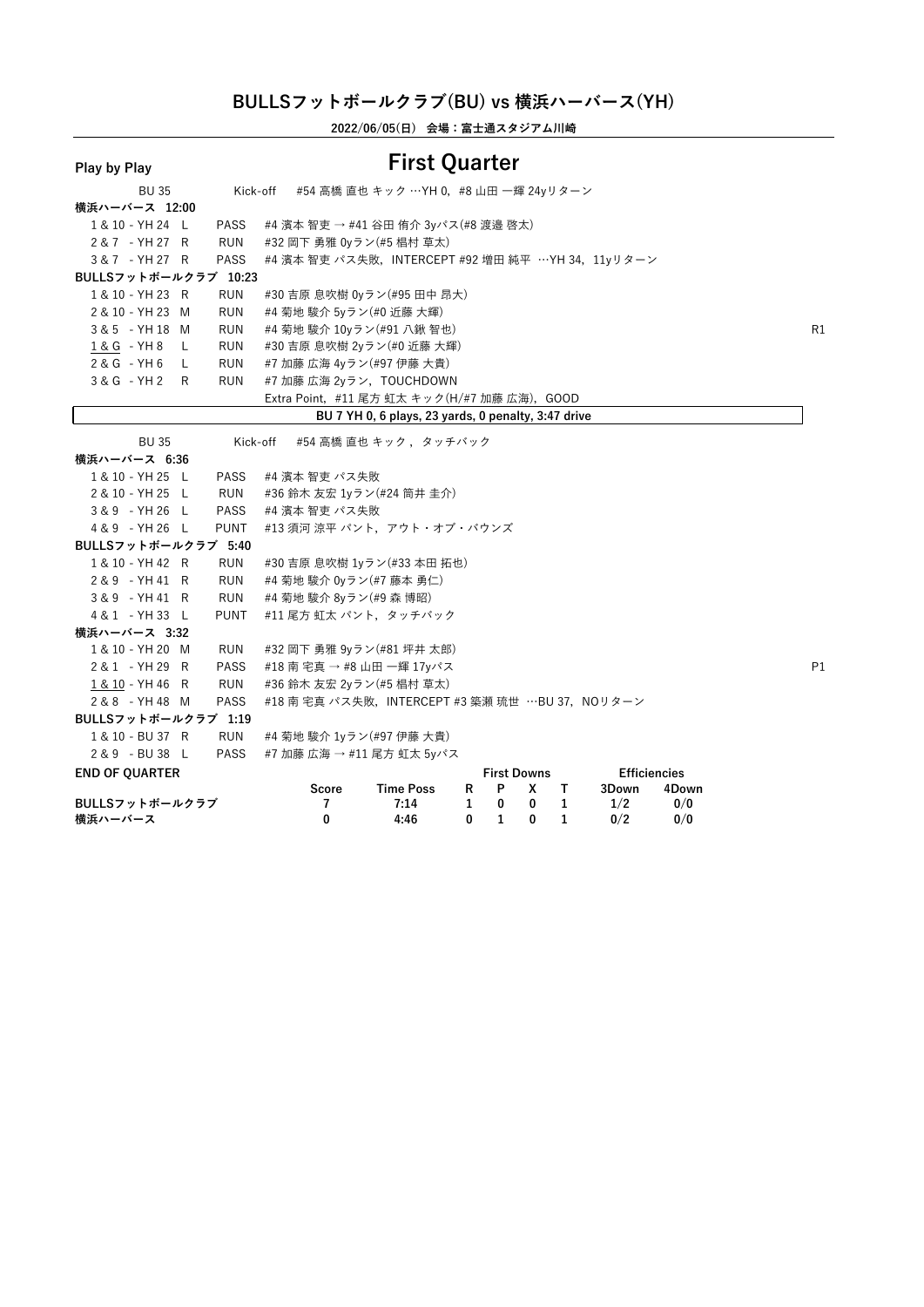# BULLSフットボールクラブ(BU) vs 横浜ハーバース(YH)

**2022/06/05(日) 会場：富士通スタジアム川崎**

## Play by Play — First Quarter

| | | | |
|---|---|---|---|
| BU 35 | Kick-off | #54 高橋 直也 キック …YH 0, #8 山田 一輝 24yリターン | |
| **横浜ハーバース 12:00** | | | |
| 1 & 10 - YH 24 L | PASS | #4 濱本 智吏 → #41 谷田 侑介 3yパス(#8 渡邊 啓太) | |
| 2 & 7 - YH 27 R | RUN | #32 岡下 勇雅 0yラン(#5 椙村 草太) | |
| 3 & 7 - YH 27 R | PASS | #4 濱本 智吏 パス失敗, INTERCEPT #92 増田 純平 …YH 34, 11yリターン | |
| **BULLSフットボールクラブ 10:23** | | | |
| 1 & 10 - YH 23 R | RUN | #30 吉原 息吹樹 0yラン(#95 田中 昂大) | |
| 2 & 10 - YH 23 M | RUN | #4 菊地 駿介 5yラン(#0 近藤 大輝) | |
| 3 & 5 - YH 18 M | RUN | #4 菊地 駿介 10yラン(#91 八鍬 智也) | R1 |
| 1 & G - YH 8 L | RUN | #30 吉原 息吹樹 2yラン(#0 近藤 大輝) | |
| 2 & G - YH 6 L | RUN | #7 加藤 広海 4yラン(#97 伊藤 大貴) | |
| 3 & G - YH 2 R | RUN | #7 加藤 広海 2yラン, TOUCHDOWN | |
| | | Extra Point, #11 尾方 虹太 キック(H/#7 加藤 広海), GOOD | |
| | | **BU 7 YH 0, 6 plays, 23 yards, 0 penalty, 3:47 drive** | |
| BU 35 | Kick-off | #54 高橋 直也 キック, タッチバック | |
| **横浜ハーバース 6:36** | | | |
| 1 & 10 - YH 25 L | PASS | #4 濱本 智吏 パス失敗 | |
| 2 & 10 - YH 25 L | RUN | #36 鈴木 友宏 1yラン(#24 筒井 圭介) | |
| 3 & 9 - YH 26 L | PASS | #4 濱本 智吏 パス失敗 | |
| 4 & 9 - YH 26 L | PUNT | #13 須河 涼平 パント, アウト・オブ・バウンズ | |
| **BULLSフットボールクラブ 5:40** | | | |
| 1 & 10 - YH 42 R | RUN | #30 吉原 息吹樹 1yラン(#33 本田 拓也) | |
| 2 & 9 - YH 41 R | RUN | #4 菊地 駿介 0yラン(#7 藤本 勇仁) | |
| 3 & 9 - YH 41 R | RUN | #4 菊地 駿介 8yラン(#9 森 博昭) | |
| 4 & 1 - YH 33 L | PUNT | #11 尾方 虹太 パント, タッチバック | |
| **横浜ハーバース 3:32** | | | |
| 1 & 10 - YH 20 M | RUN | #32 岡下 勇雅 9yラン(#81 坪井 太郎) | |
| 2 & 1 - YH 29 R | PASS | #18 南 宅真 → #8 山田 一輝 17yパス | P1 |
| 1 & 10 - YH 46 R | RUN | #36 鈴木 友宏 2yラン(#5 椙村 草太) | |
| 2 & 8 - YH 48 M | PASS | #18 南 宅真 パス失敗, INTERCEPT #3 築瀬 琉世 …BU 37, NOリターン | |
| **BULLSフットボールクラブ 1:19** | | | |
| 1 & 10 - BU 37 R | RUN | #4 菊地 駿介 1yラン(#97 伊藤 大貴) | |
| 2 & 9 - BU 38 L | PASS | #7 加藤 広海 → #11 尾方 虹太 5yパス | |

**END OF QUARTER**

| | Score | Time Poss | First Downs R | P | X | T | Efficiencies 3Down | 4Down |
|---|---|---|---|---|---|---|---|---|
| **BULLSフットボールクラブ** | 7 | 7:14 | 1 | 0 | 0 | 1 | 1/2 | 0/0 |
| **横浜ハーバース** | 0 | 4:46 | 0 | 1 | 0 | 1 | 0/2 | 0/0 |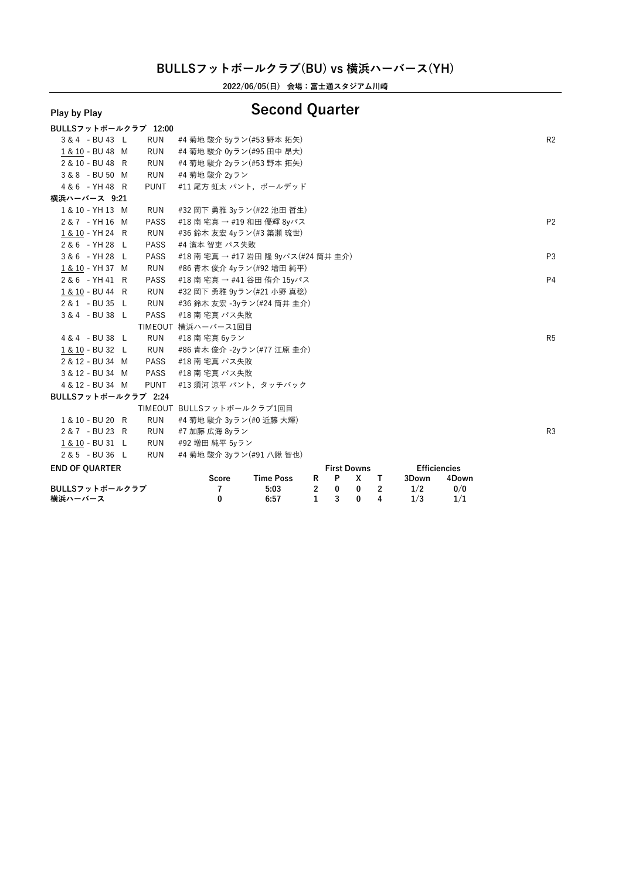# BULLSフットボールクラブ(BU) vs 横浜ハーバース(YH)

**2022/06/05(日) 会場：富士通スタジアム川崎**

**Play by Play**

## Second Quarter

**BULLSフットボールクラブ 12:00**

| Down & Distance | Play | Description | |
|---|---|---|---|
| 3 & 4 - BU 43 L | RUN | #4 菊地 駿介 5yラン(#53 野本 拓矢) | R2 |
| 1 & 10 - BU 48 M | RUN | #4 菊地 駿介 0yラン(#95 田中 昂大) | |
| 2 & 10 - BU 48 R | RUN | #4 菊地 駿介 2yラン(#53 野本 拓矢) | |
| 3 & 8 - BU 50 M | RUN | #4 菊地 駿介 2yラン | |
| 4 & 6 - YH 48 R | PUNT | #11 尾方 虹太 パント，ボールデッド | |

**横浜ハーバース 9:21**

| Down & Distance | Play | Description | |
|---|---|---|---|
| 1 & 10 - YH 13 M | RUN | #32 岡下 勇雅 3yラン(#22 池田 哲生) | |
| 2 & 7 - YH 16 M | PASS | #18 南 宅真 → #19 和田 優輝 8yパス | P2 |
| 1 & 10 - YH 24 R | RUN | #36 鈴木 友宏 4yラン(#3 築瀬 琉世) | |
| 2 & 6 - YH 28 L | PASS | #4 濱本 智吏 パス失敗 | |
| 3 & 6 - YH 28 L | PASS | #18 南 宅真 → #17 岩田 隆 9yパス(#24 筒井 圭介) | P3 |
| 1 & 10 - YH 37 M | RUN | #86 青木 俊介 4yラン(#92 増田 純平) | |
| 2 & 6 - YH 41 R | PASS | #18 南 宅真 → #41 谷田 侑介 15yパス | P4 |
| 1 & 10 - BU 44 R | RUN | #32 岡下 勇雅 9yラン(#21 小野 真稔) | |
| 2 & 1 - BU 35 L | RUN | #36 鈴木 友宏 -3yラン(#24 筒井 圭介) | |
| 3 & 4 - BU 38 L | PASS | #18 南 宅真 パス失敗 | |
| | TIMEOUT | 横浜ハーバース1回目 | |
| 4 & 4 - BU 38 L | RUN | #18 南 宅真 6yラン | R5 |
| 1 & 10 - BU 32 L | RUN | #86 青木 俊介 -2yラン(#77 江原 圭介) | |
| 2 & 12 - BU 34 M | PASS | #18 南 宅真 パス失敗 | |
| 3 & 12 - BU 34 M | PASS | #18 南 宅真 パス失敗 | |
| 4 & 12 - BU 34 M | PUNT | #13 須河 涼平 パント，タッチバック | |

**BULLSフットボールクラブ 2:24**

| Down & Distance | Play | Description | |
|---|---|---|---|
| | TIMEOUT | BULLSフットボールクラブ1回目 | |
| 1 & 10 - BU 20 R | RUN | #4 菊地 駿介 3yラン(#0 近藤 大輝) | |
| 2 & 7 - BU 23 R | RUN | #7 加藤 広海 8yラン | R3 |
| 1 & 10 - BU 31 L | RUN | #92 増田 純平 5yラン | |
| 2 & 5 - BU 36 L | RUN | #4 菊地 駿介 3yラン(#91 八鍬 智也) | |

**END OF QUARTER**

| | Score | Time Poss | First Downs R | First Downs P | First Downs X | First Downs T | Efficiencies 3Down | Efficiencies 4Down |
|---|---|---|---|---|---|---|---|---|
| BULLSフットボールクラブ | 7 | 5:03 | 2 | 0 | 0 | 2 | 1/2 | 0/0 |
| 横浜ハーバース | 0 | 6:57 | 1 | 3 | 0 | 4 | 1/3 | 1/1 |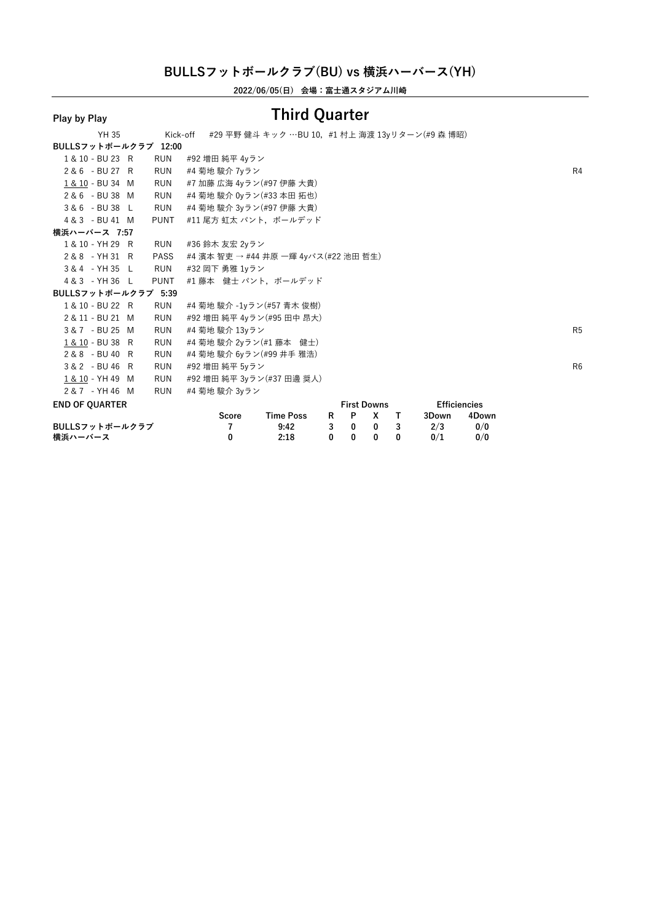## BULLSフットボールクラブ(BU) vs 横浜ハーバース(YH)

**2022/06/05(日) 会場：富士通スタジアム川崎**

**Play by Play**

# Third Quarter

| Down | | Play | Description | |
|---|---|---|---|---|
| YH 35 | | Kick-off | #29 平野 健斗 キック …BU 10, #1 村上 海渡 13yリターン(#9 森 博昭) | |
| **BULLSフットボールクラブ 12:00** | | | | |
| 1 & 10 - BU 23 | R | RUN | #92 増田 純平 4yラン | |
| 2 & 6 - BU 27 | R | RUN | #4 菊地 駿介 7yラン | R4 |
| 1 & 10 - BU 34 | M | RUN | #7 加藤 広海 4yラン(#97 伊藤 大貴) | |
| 2 & 6 - BU 38 | M | RUN | #4 菊地 駿介 0yラン(#33 本田 拓也) | |
| 3 & 6 - BU 38 | L | RUN | #4 菊地 駿介 3yラン(#97 伊藤 大貴) | |
| 4 & 3 - BU 41 | M | PUNT | #11 尾方 虹太 パント, ボールデッド | |
| **横浜ハーバース 7:57** | | | | |
| 1 & 10 - YH 29 | R | RUN | #36 鈴木 友宏 2yラン | |
| 2 & 8 - YH 31 | R | PASS | #4 濱本 智吏 → #44 井原 一輝 4yパス(#22 池田 哲生) | |
| 3 & 4 - YH 35 | L | RUN | #32 岡下 勇雅 1yラン | |
| 4 & 3 - YH 36 | L | PUNT | #1 藤本 健士 パント, ボールデッド | |
| **BULLSフットボールクラブ 5:39** | | | | |
| 1 & 10 - BU 22 | R | RUN | #4 菊地 駿介 -1yラン(#57 青木 俊樹) | |
| 2 & 11 - BU 21 | M | RUN | #92 増田 純平 4yラン(#95 田中 昂大) | |
| 3 & 7 - BU 25 | M | RUN | #4 菊地 駿介 13yラン | R5 |
| 1 & 10 - BU 38 | R | RUN | #4 菊地 駿介 2yラン(#1 藤本 健士) | |
| 2 & 8 - BU 40 | R | RUN | #4 菊地 駿介 6yラン(#99 井手 雅浩) | |
| 3 & 2 - BU 46 | R | RUN | #92 増田 純平 5yラン | R6 |
| 1 & 10 - YH 49 | M | RUN | #92 増田 純平 3yラン(#37 田邊 奨人) | |
| 2 & 7 - YH 46 | M | RUN | #4 菊地 駿介 3yラン | |

**END OF QUARTER**

| | Score | Time Poss | First Downs R | P | X | T | Efficiencies 3Down | 4Down |
|---|---|---|---|---|---|---|---|---|
| **BULLSフットボールクラブ** | 7 | 9:42 | 3 | 0 | 0 | 3 | 2/3 | 0/0 |
| **横浜ハーバース** | 0 | 2:18 | 0 | 0 | 0 | 0 | 0/1 | 0/0 |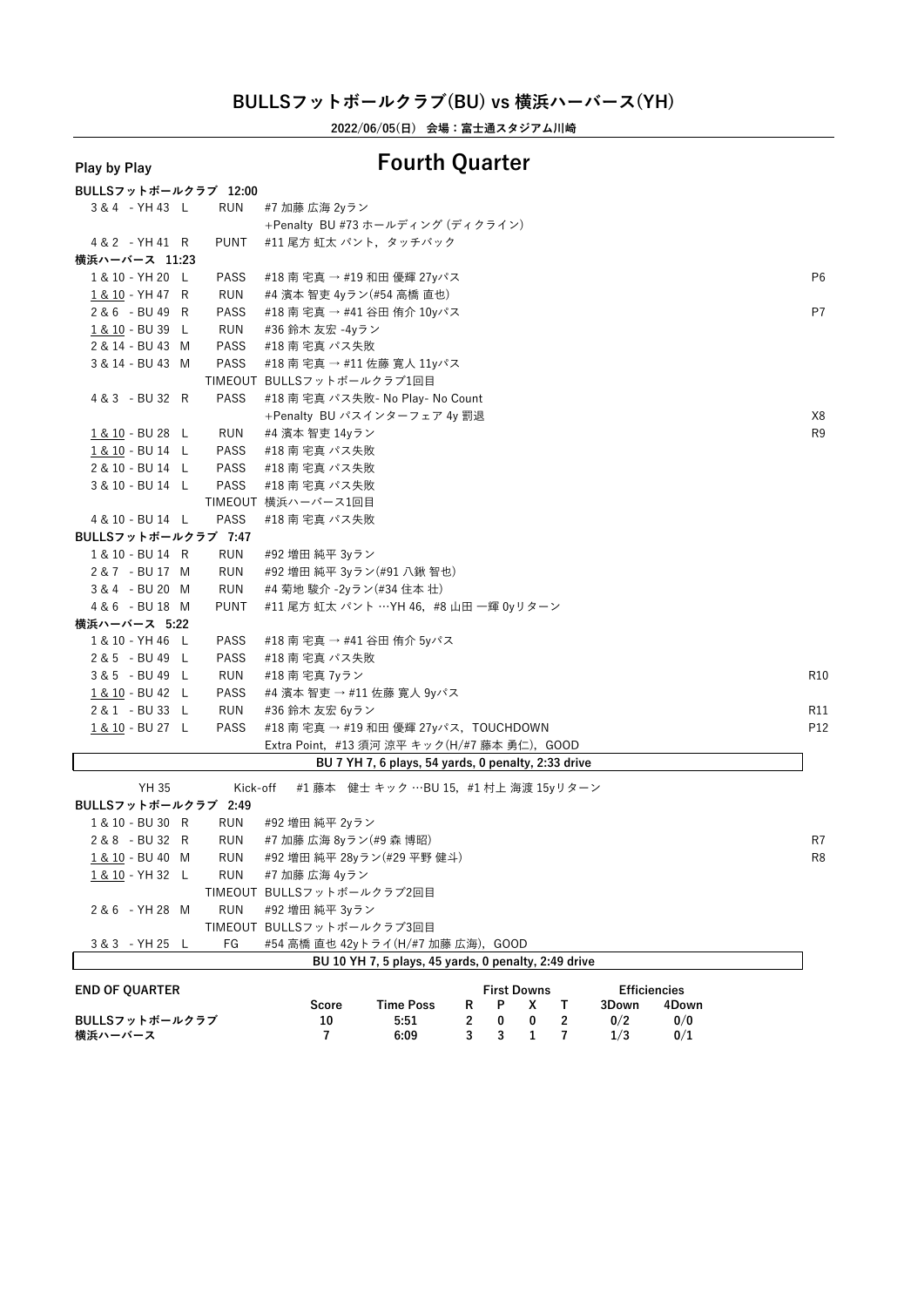## BULLSフットボールクラブ(BU) vs 横浜ハーバース(YH)

**2022/06/05(日) 会場：富士通スタジアム川崎**

**Play by Play**

# Fourth Quarter

**BULLSフットボールクラブ 12:00**

| Down | Play | Description | |
|---|---|---|---|
| 3 & 4 - YH 43 L | RUN | #7 加藤 広海 2yラン | |
| | | +Penalty BU #73 ホールディング (ディクライン) | |
| 4 & 2 - YH 41 R | PUNT | #11 尾方 虹太 パント，タッチバック | |

**横浜ハーバース 11:23**

| Down | Play | Description | |
|---|---|---|---|
| 1 & 10 - YH 20 L | PASS | #18 南 宅真 → #19 和田 優輝 27yパス | P6 |
| 1 & 10 - YH 47 R | RUN | #4 濱本 智吏 4yラン(#54 高橋 直也) | |
| 2 & 6 - BU 49 R | PASS | #18 南 宅真 → #41 谷田 侑介 10yパス | P7 |
| 1 & 10 - BU 39 L | RUN | #36 鈴木 友宏 -4yラン | |
| 2 & 14 - BU 43 M | PASS | #18 南 宅真 パス失敗 | |
| 3 & 14 - BU 43 M | PASS | #18 南 宅真 → #11 佐藤 寛人 11yパス | |
| | TIMEOUT | BULLSフットボールクラブ1回目 | |
| 4 & 3 - BU 32 R | PASS | #18 南 宅真 パス失敗- No Play- No Count | |
| | | +Penalty BU パスインターフェア 4y 罰退 | X8 |
| 1 & 10 - BU 28 L | RUN | #4 濱本 智吏 14yラン | R9 |
| 1 & 10 - BU 14 L | PASS | #18 南 宅真 パス失敗 | |
| 2 & 10 - BU 14 L | PASS | #18 南 宅真 パス失敗 | |
| 3 & 10 - BU 14 L | PASS | #18 南 宅真 パス失敗 | |
| | TIMEOUT | 横浜ハーバース1回目 | |
| 4 & 10 - BU 14 L | PASS | #18 南 宅真 パス失敗 | |

**BULLSフットボールクラブ 7:47**

| Down | Play | Description | |
|---|---|---|---|
| 1 & 10 - BU 14 R | RUN | #92 増田 純平 3yラン | |
| 2 & 7 - BU 17 M | RUN | #92 増田 純平 3yラン(#91 八鍬 智也) | |
| 3 & 4 - BU 20 M | RUN | #4 菊地 駿介 -2yラン(#34 住本 壮) | |
| 4 & 6 - BU 18 M | PUNT | #11 尾方 虹太 パント …YH 46，#8 山田 一輝 0yリターン | |

**横浜ハーバース 5:22**

| Down | Play | Description | |
|---|---|---|---|
| 1 & 10 - YH 46 L | PASS | #18 南 宅真 → #41 谷田 侑介 5yパス | |
| 2 & 5 - BU 49 L | PASS | #18 南 宅真 パス失敗 | |
| 3 & 5 - BU 49 L | RUN | #18 南 宅真 7yラン | R10 |
| 1 & 10 - BU 42 L | PASS | #4 濱本 智吏 → #11 佐藤 寛人 9yパス | |
| 2 & 1 - BU 33 L | RUN | #36 鈴木 友宏 6yラン | R11 |
| 1 & 10 - BU 27 L | PASS | #18 南 宅真 → #19 和田 優輝 27yパス，TOUCHDOWN | P12 |
| | | Extra Point，#13 須河 涼平 キック(H/#7 藤本 勇仁)，GOOD | |

**BU 7 YH 7, 6 plays, 54 yards, 0 penalty, 2:33 drive**

| | | | |
|---|---|---|---|
| YH 35 | Kick-off | #1 藤本 健士 キック …BU 15，#1 村上 海渡 15yリターン | |

**BULLSフットボールクラブ 2:49**

| Down | Play | Description | |
|---|---|---|---|
| 1 & 10 - BU 30 R | RUN | #92 増田 純平 2yラン | |
| 2 & 8 - BU 32 R | RUN | #7 加藤 広海 8yラン(#9 森 博昭) | R7 |
| 1 & 10 - BU 40 M | RUN | #92 増田 純平 28yラン(#29 平野 健斗) | R8 |
| 1 & 10 - YH 32 L | RUN | #7 加藤 広海 4yラン | |
| | TIMEOUT | BULLSフットボールクラブ2回目 | |
| 2 & 6 - YH 28 M | RUN | #92 増田 純平 3yラン | |
| | TIMEOUT | BULLSフットボールクラブ3回目 | |
| 3 & 3 - YH 25 L | FG | #54 高橋 直也 42yトライ(H/#7 加藤 広海)，GOOD | |

**BU 10 YH 7, 5 plays, 45 yards, 0 penalty, 2:49 drive**

**END OF QUARTER**

| | Score | Time Poss | R | P | X | T | 3Down | 4Down |
|---|---|---|---|---|---|---|---|---|
| | | | First Downs | | | | Efficiencies | |
| BULLSフットボールクラブ | 10 | 5:51 | 2 | 0 | 0 | 2 | 0/2 | 0/0 |
| 横浜ハーバース | 7 | 6:09 | 3 | 3 | 1 | 7 | 1/3 | 0/1 |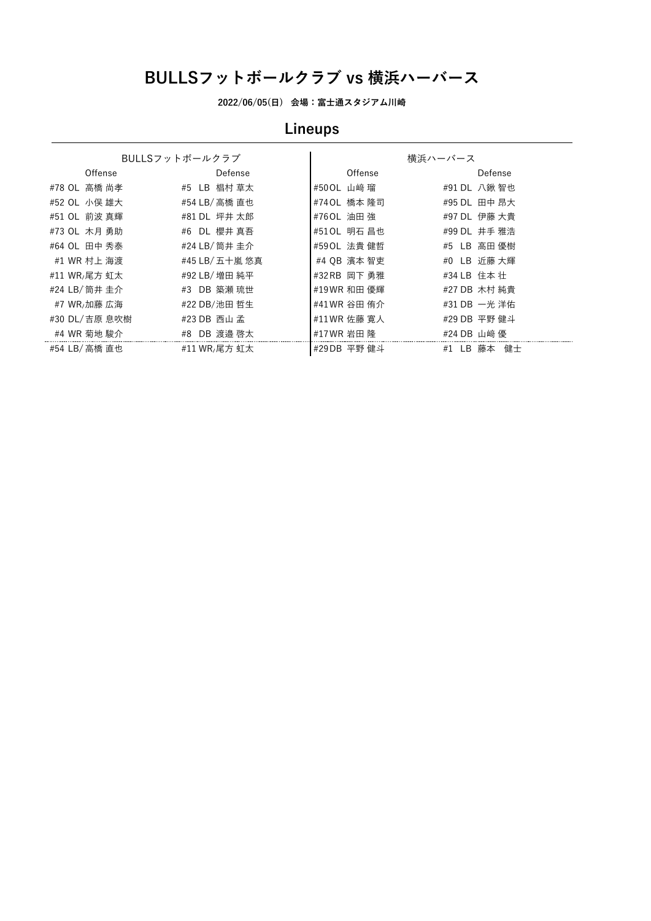# BULLSフットボールクラブ vs 横浜ハーバース

**2022/06/05(日)　会場：富士通スタジアム川崎**

## Lineups

| BULLSフットボールクラブ | | 横浜ハーバース | |
|---|---|---|---|
| Offense | Defense | Offense | Defense |
| #78 OL 高橋 尚孝 | #5 LB 椙村 草太 | #50 OL 山崎 瑠 | #91 DL 八鍬 智也 |
| #52 OL 小俣 雄大 | #54 LB/ 高橋 直也 | #74 OL 橋本 隆司 | #95 DL 田中 昂大 |
| #51 OL 前波 真輝 | #81 DL 坪井 太郎 | #76 OL 油田 強 | #97 DL 伊藤 大貴 |
| #73 OL 木月 勇助 | #6 DL 櫻井 真吾 | #51 OL 明石 昌也 | #99 DL 井手 雅浩 |
| #64 OL 田中 秀泰 | #24 LB/ 筒井 圭介 | #59 OL 法貴 健哲 | #5 LB 高田 優樹 |
| #1 WR 村上 海渡 | #45 LB/ 五十嵐 悠真 | #4 QB 濱本 智吏 | #0 LB 近藤 大輝 |
| #11 WR/尾方 虹太 | #92 LB/ 増田 純平 | #32 RB 岡下 勇雅 | #34 LB 住本 壮 |
| #24 LB/ 筒井 圭介 | #3 DB 築瀬 琉世 | #19 WR 和田 優輝 | #27 DB 木村 純貴 |
| #7 WR/加藤 広海 | #22 DB/池田 哲生 | #41 WR 谷田 侑介 | #31 DB 一光 洋佑 |
| #30 DL/ 吉原 息吹樹 | #23 DB 西山 孟 | #11 WR 佐藤 寛人 | #29 DB 平野 健斗 |
| #4 WR 菊地 駿介 | #8 DB 渡邉 啓太 | #17 WR 岩田 隆 | #24 DB 山崎 優 |
| #54 LB/ 高橋 直也 | #11 WR/尾方 虹太 | #29 DB 平野 健斗 | #1 LB 藤本　健士 |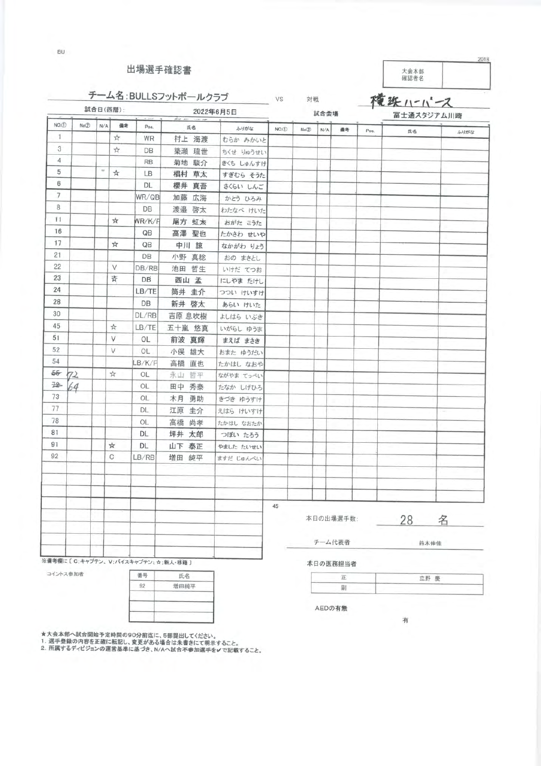BU

2018

# 出場選手確認書

| 大会本部確認者名 | |
|---|---|

チーム名：BULLSフットボールクラブ　VS　対戦　横浜ハーバース

試合日(西暦)：2022年6月5日　試合会場：富士通スタジアム川崎

| NO.① | No② | N/A | 備考 | Pos. | 氏名 | ふりがな |
|---|---|---|---|---|---|---|
| 1 | | | ☆ | WR | 村上 海渡 | むらかみ みかいと |
| 3 | | | ☆ | DB | 築瀬 琉世 | ちくせ りゅうせい |
| 4 | | | | RB | 菊地 駿介 | きくち しゅんすけ |
| 5 | | | ☆ | LB | 椙村 草太 | すぎむら そうた |
| 6 | | | | DL | 櫻井 真吾 | さくらい しんご |
| 7 | | | | WR/QB | 加藤 広海 | かとう ひろみ |
| 8 | | | | DB | 渡邉 啓太 | わたなべ けいた |
| 11 | | | ☆ | WR/K/P | 尾方 虹太 | おがた こうた |
| 16 | | | | QB | 高澤 聖也 | たかさわ せいや |
| 17 | | | ☆ | QB | 中川 諒 | なかがわ りょう |
| 21 | | | | DB | 小野 真稔 | おの まさとし |
| 22 | | | V | DB/RB | 池田 哲生 | いけだ てつお |
| 23 | | | ☆ | DB | 西山 孟 | にしやま たけし |
| 24 | | | | LB/TE | 筒井 圭介 | つつい けいすけ |
| 28 | | | | DB | 新井 啓太 | あらい けいた |
| 30 | | | | DL/RB | 吉原 息吹樹 | よしはら いぶき |
| 45 | | | ☆ | LB/TE | 五十嵐 悠真 | いがらし ゆうま |
| 51 | | | V | OL | 前波 真輝 | まえば まさき |
| 52 | | | V | OL | 小俣 雄大 | おまた ゆうだい |
| 54 | | | | LB/K/P | 高橋 直也 | たかはし なおや |
| ~~55~~ 72 | | | ☆ | OL | 永山 哲平 | ながやま てっぺい |
| ~~72~~ 64 | | | | OL | 田中 秀泰 | たなか しげひろ |
| 73 | | | | OL | 木月 勇助 | きづき ゆうすけ |
| 77 | | | | DL | 江原 圭介 | えはら けいすけ |
| 78 | | | | OL | 高橋 尚孝 | たかはし なおたか |
| 81 | | | | DL | 坪井 太郎 | つぼい たろう |
| 91 | | | ☆ | DL | 山下 泰正 | やました たいせい |
| 92 | | | C | LB/RB | 増田 純平 | ますだ じゅんぺい |

※備考欄に［C：キャプテン、V：バイスキャプテン、☆：新人・移籍］

45

本日の出場選手数：28 名

チーム代表者：鈴木伸佳

コイントス参加者

| 番号 | 氏名 |
|---|---|
| 92 | 増田純平 |
| | |
| | |

本日の医務担当者

| 正 | 立野 慶 |
|---|---|
| 副 | |

AEDの有無：有

★大会本部へ試合開始予定時間の90分前迄に、5部提出してください。
1. 選手登録の内容を正確に転記し、変更がある場合は朱書きにて明示すること。
2. 所属するディビジョンの運営基準に基づき、N/Aへ試合不参加選手を✔で記載すること。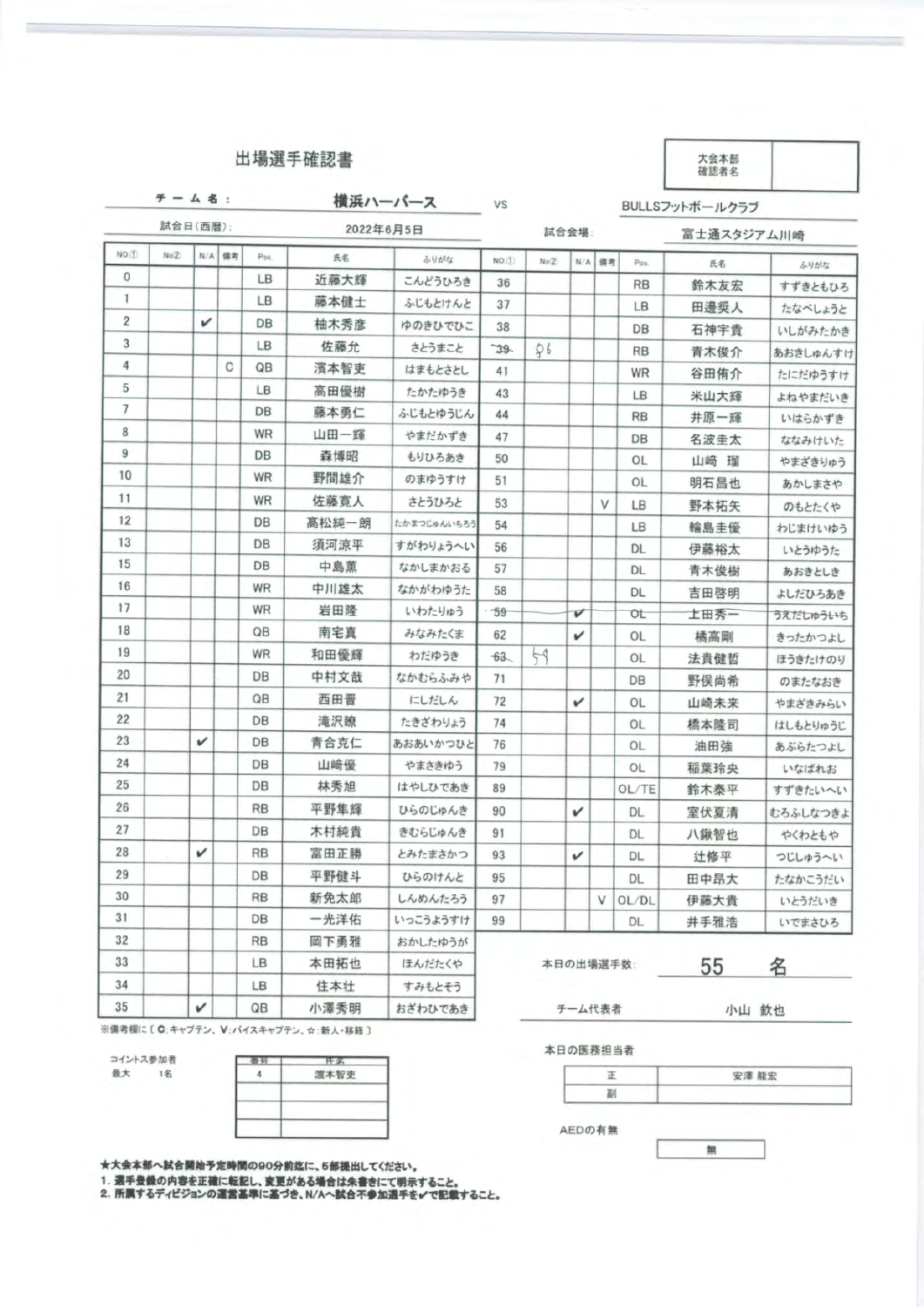# 出場選手確認書

| 大会本部確認者名 | |
|---|---|

チーム名：横浜ハーバース vs BULLSフットボールクラブ

試合日(西暦)：2022年6月5日　　試合会場：富士通スタジアム川崎

| NO① | No② | N/A | 備考 | Pos. | 氏名 | ふりがな | NO① | No② | N/A | 備考 | Pos. | 氏名 | ふりがな |
|---|---|---|---|---|---|---|---|---|---|---|---|---|---|
| 0 | | | | LB | 近藤大輝 | こんどうひろき | 36 | | | | RB | 鈴木友宏 | すずきともひろ |
| 1 | | | | LB | 藤本健士 | ふじもとけんと | 37 | | | | LB | 田邊奨人 | たなべしょうと |
| 2 | | ✔ | | DB | 柚木秀彦 | ゆのきひでひこ | 38 | | | | DB | 石神宇貴 | いしがみたかき |
| 3 | | | | LB | 佐藤允 | さとうまこと | ~~39~~ | 96 | | | RB | 青木俊介 | あおきしゅんすけ |
| 4 | | | C | QB | 濱本智史 | はまもとさとし | 41 | | | | WR | 谷田侑介 | たにだゆうすけ |
| 5 | | | | LB | 高田優樹 | たかたゆうき | 43 | | | | LB | 米山大輝 | よねやまだいき |
| 7 | | | | DB | 藤本勇仁 | ふじもとゆうじん | 44 | | | | RB | 井原一輝 | いはらかずき |
| 8 | | | | WR | 山田一輝 | やまだかずき | 47 | | | | DB | 名波圭太 | ななみけいた |
| 9 | | | | DB | 森博昭 | もりひろあき | 50 | | | | OL | 山﨑瑠 | やまざきりゅう |
| 10 | | | | WR | 野間雄介 | のまゆうすけ | 51 | | | | OL | 明石昌也 | あかしまさや |
| 11 | | | | WR | 佐藤寛人 | さとうひろと | 53 | | | V | LB | 野本拓矢 | のもとたくや |
| 12 | | | | DB | 高松純一朗 | たかまつじゅんいちろう | 54 | | | | LB | 輪島圭優 | わじまけいゆう |
| 13 | | | | DB | 須河涼平 | すがわりょうへい | 56 | | | | DL | 伊藤裕太 | いとうゆうた |
| 15 | | | | DB | 中島薫 | なかしまかおる | 57 | | | | DL | 青木俊樹 | あおきとしき |
| 16 | | | | WR | 中川雄太 | なかがわゆうた | 58 | | | | DL | 吉田啓明 | よしだひろあき |
| 17 | | | | WR | 岩田隆 | いわたりゅう | ~~59~~ | | ~~✔~~ | | ~~OL~~ | ~~上田秀一~~ | ~~うえだしゅういち~~ |
| 18 | | | | QB | 南宅真 | みなみたくま | 62 | | ✔ | | OL | 橘高剛 | きったかつよし |
| 19 | | | | WR | 和田優輝 | わだゆうき | ~~63~~ | 59 | | | OL | 法貴健哲 | ほうきたけのり |
| 20 | | | | DB | 中村文哉 | なかむらふみや | 71 | | | | DB | 野俣尚希 | のまたなおき |
| 21 | | | | QB | 西田晋 | にしだしん | 72 | | ✔ | | OL | 山崎未来 | やまざきみらい |
| 22 | | | | DB | 滝沢瞭 | たきざわりょう | 74 | | | | OL | 橋本隆司 | はしもとりゅうじ |
| 23 | | ✔ | | DB | 青合克仁 | あおあいかつひと | 76 | | | | OL | 油田強 | あぶらたつよし |
| 24 | | | | DB | 山﨑優 | やまさきゆう | 79 | | | | OL | 稲葉玲央 | いなばれお |
| 25 | | | | DB | 林秀旭 | はやしひであき | 89 | | | | OL/TE | 鈴木泰平 | すずきたいへい |
| 26 | | | | RB | 平野隼輝 | ひらのじゅんき | 90 | | ✔ | | DL | 室伏夏清 | むろふしなつきよ |
| 27 | | | | DB | 木村純貴 | きむらじゅんき | 91 | | | | DL | 八鍬智也 | やくわともや |
| 28 | | ✔ | | RB | 富田正勝 | とみたまさかつ | 93 | | ✔ | | DL | 辻修平 | つじしゅうへい |
| 29 | | | | DB | 平野健斗 | ひらのけんと | 95 | | | | DL | 田中昂大 | たなかこうだい |
| 30 | | | | RB | 新免太郎 | しんめんたろう | 97 | | | V | OL/DL | 伊藤大貴 | いとうだいき |
| 31 | | | | DB | 一光洋佑 | いっこうようすけ | 99 | | | | DL | 井手雅浩 | いでまさひろ |
| 32 | | | | RB | 岡下勇雅 | おかしたゆうが | | | | | | | |
| 33 | | | | LB | 本田拓也 | ほんだたくや | | | | | | | |
| 34 | | | | LB | 住本壮 | すみもとそう | | | | | | | |
| 35 | | ✔ | | QB | 小澤秀明 | おざわひであき | | | | | | | |

※備考欄に［ C:キャプテン、V:バイスキャプテン、☆:新人・移籍 ］

本日の出場選手数：55 名

チーム代表者：小山 欽也

コイントス参加者　最大 1名

| 番号 | 氏名 |
|---|---|
| 4 | 濱本智史 |
| | |
| | |
| | |

本日の医務担当者

| | |
|---|---|
| 正 | 安澤 龍宏 |
| 副 | |

AEDの有無：無

★大会本部へ試合開始予定時間の90分前迄に、5部提出してください。

1. 選手登録の内容を正確に転記し、変更がある場合は朱書きにて明示すること。
2. 所属するディビジョンの運営基準に基づき、N/Aへ試合不参加選手を✔で記載すること。